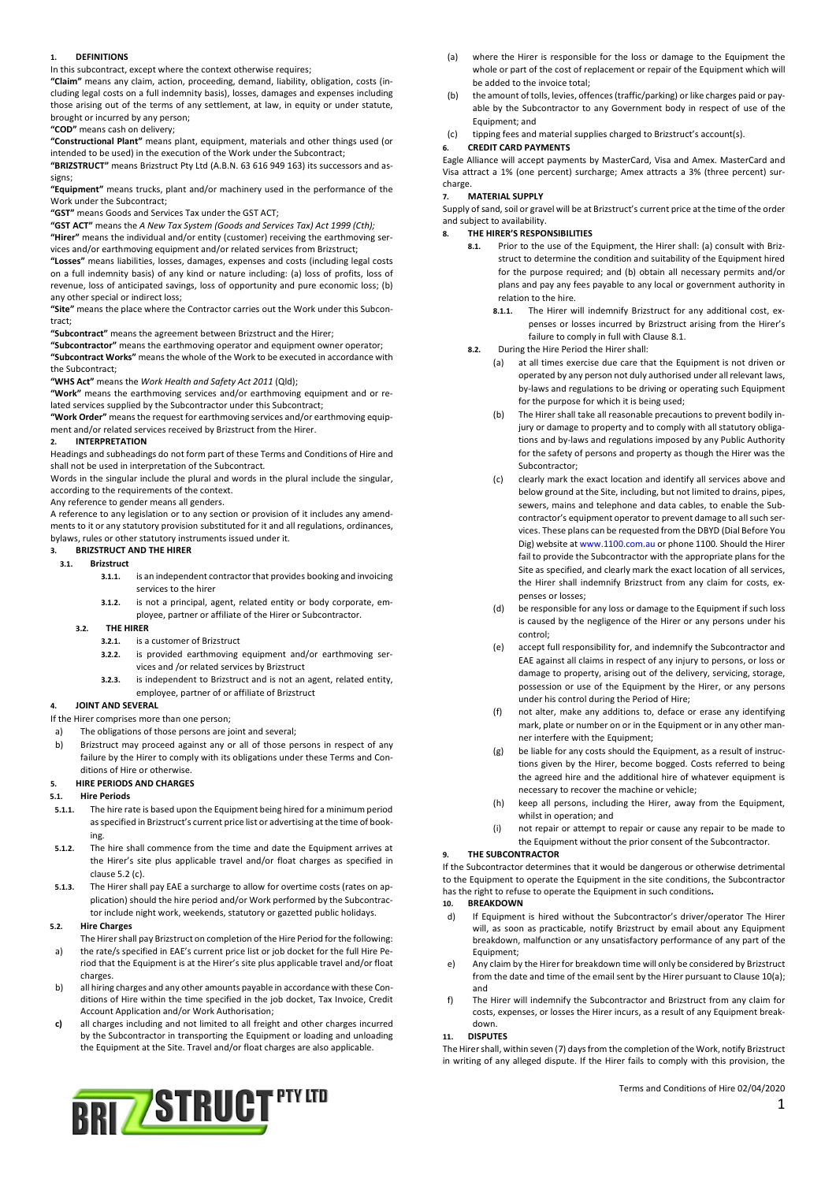## 1. DEFINITIONS

In this subcontract, except where the context otherwise requires;

**"Claim"** means any claim, action, proceeding, demand, liability, obligation, costs (including legal costs on a full indemnity basis), losses, damages and expenses including those arising out of the terms of any settlement, at law, in equity or under statute, brought or incurred by any person;

**"COD"** means cash on delivery;

**"Constructional Plant"** means plant, equipment, materials and other things used (or intended to be used) in the execution of the Work under the Subcontract;

**"BRIZSTRUCT"** means Brizstruct Pty Ltd (A.B.N. 63 616 949 163) its successors and assigns;

**"Equipment"** means trucks, plant and/or machinery used in the performance of the Work under the Subcontract;

**"GST"** means Goods and Services Tax under the GST ACT;

**"GST ACT"** means the *A New Tax System (Goods and Services Tax) Act 1999 (Cth);*

**"Hirer"** means the individual and/or entity (customer) receiving the earthmoving services and/or earthmoving equipment and/or related services from Brizstruct;

**"Losses"** means liabilities, losses, damages, expenses and costs (including legal costs on a full indemnity basis) of any kind or nature including: (a) loss of profits, loss of revenue, loss of anticipated savings, loss of opportunity and pure economic loss; (b) any other special or indirect loss;

**"Site"** means the place where the Contractor carries out the Work under this Subcontract;

**"Subcontract"** means the agreement between Brizstruct and the Hirer;

**"Subcontractor"** means the earthmoving operator and equipment owner operator;

**"Subcontract Works"** means the whole of the Work to be executed in accordance with the Subcontract;

**"WHS Act"** means the *Work Health and Safety Act 2011* (Qld);

**"Work"** means the earthmoving services and/or earthmoving equipment and or related services supplied by the Subcontractor under this Subcontract;

**"Work Order"** means the request for earthmoving services and/or earthmoving equipment and/or related services received by Brizstruct from the Hirer.

## 2. INTERPRETATION

Headings and subheadings do not form part of these Terms and Conditions of Hire and shall not be used in interpretation of the Subcontract.

Words in the singular include the plural and words in the plural include the singular, according to the requirements of the context.

Any reference to gender means all genders.

A reference to any legislation or to any section or provision of it includes any amendments to it or any statutory provision substituted for it and all regulations, ordinances, bylaws, rules or other statutory instruments issued under it.

## 3. BRIZSTRUCT AND THE HIRER

**3.1. Brizstruct**

- **3.1.1.** is an independent contractor that provides booking and invoicing services to the hirer
- **3.1.2.** is not a principal, agent, related entity or body corporate, employee, partner or affiliate of the Hirer or Subcontractor.

**3.2. THE HIRER**

- **3.2.1.** is a customer of Brizstruct
- **3.2.2.** is provided earthmoving equipment and/or earthmoving services and /or related services by Brizstruct
- **3.2.3.** is independent to Brizstruct and is not an agent, related entity, employee, partner of or affiliate of Brizstruct

## 4. JOINT AND SEVERAL

If the Hirer comprises more than one person;

a) The obligations of those persons are joint and several;

b) Brizstruct may proceed against any or all of those persons in respect of any failure by the Hirer to comply with its obligations under these Terms and Conditions of Hire or otherwise.

## 5. HIRE PERIODS AND CHARGES

**5.1. Hire Periods**

- **5.1.1.** The hire rate is based upon the Equipment being hired for a minimum period as specified in Brizstruct's current price list or advertising at the time of booking.
- **5.1.2.** The hire shall commence from the time and date the Equipment arrives at the Hirer's site plus applicable travel and/or float charges as specified in clause 5.2 (c).
- **5.1.3.** The Hirer shall pay EAE a surcharge to allow for overtime costs (rates on application) should the hire period and/or Work performed by the Subcontractor include night work, weekends, statutory or gazetted public holidays.

**5.2. Hire Charges**

The Hirer shall pay Brizstruct on completion of the Hire Period for the following:

a) the rate/s specified in EAE's current price list or job docket for the full Hire Period that the Equipment is at the Hirer's site plus applicable travel and/or float charges.

b) all hiring charges and any other amounts payable in accordance with these Conditions of Hire within the time specified in the job docket, Tax Invoice, Credit Account Application and/or Work Authorisation;

**c)** all charges including and not limited to all freight and other charges incurred by the Subcontractor in transporting the Equipment or loading and unloading the Equipment at the Site. Travel and/or float charges are also applicable.

(a) where the Hirer is responsible for the loss or damage to the Equipment the whole or part of the cost of replacement or repair of the Equipment which will be added to the invoice total;

(b) the amount of tolls, levies, offences (traffic/parking) or like charges paid or payable by the Subcontractor to any Government body in respect of use of the Equipment; and

(c) tipping fees and material supplies charged to Brizstruct's account(s).

## 6. CREDIT CARD PAYMENTS

Eagle Alliance will accept payments by MasterCard, Visa and Amex. MasterCard and Visa attract a 1% (one percent) surcharge; Amex attracts a 3% (three percent) surcharge.

## 7. MATERIAL SUPPLY

Supply of sand, soil or gravel will be at Brizstruct's current price at the time of the order and subject to availability.

## 8. THE HIRER'S RESPONSIBILITIES

**8.1.** Prior to the use of the Equipment, the Hirer shall: (a) consult with Brizstruct to determine the condition and suitability of the Equipment hired for the purpose required; and (b) obtain all necessary permits and/or plans and pay any fees payable to any local or government authority in relation to the hire.

- **8.1.1.** The Hirer will indemnify Brizstruct for any additional cost, expenses or losses incurred by Brizstruct arising from the Hirer's failure to comply in full with Clause 8.1.

**8.2.** During the Hire Period the Hirer shall:

(a) at all times exercise due care that the Equipment is not driven or operated by any person not duly authorised under all relevant laws, by-laws and regulations to be driving or operating such Equipment for the purpose for which it is being used;

(b) The Hirer shall take all reasonable precautions to prevent bodily injury or damage to property and to comply with all statutory obligations and by-laws and regulations imposed by any Public Authority for the safety of persons and property as though the Hirer was the Subcontractor;

(c) clearly mark the exact location and identify all services above and below ground at the Site, including, but not limited to drains, pipes, sewers, mains and telephone and data cables, to enable the Subcontractor's equipment operator to prevent damage to all such services. These plans can be requested from the DBYD (Dial Before You Dig) website at www.1100.com.au or phone 1100. Should the Hirer fail to provide the Subcontractor with the appropriate plans for the Site as specified, and clearly mark the exact location of all services, the Hirer shall indemnify Brizstruct from any claim for costs, expenses or losses;

(d) be responsible for any loss or damage to the Equipment if such loss is caused by the negligence of the Hirer or any persons under his control;

(e) accept full responsibility for, and indemnify the Subcontractor and EAE against all claims in respect of any injury to persons, or loss or damage to property, arising out of the delivery, servicing, storage, possession or use of the Equipment by the Hirer, or any persons under his control during the Period of Hire;

(f) not alter, make any additions to, deface or erase any identifying mark, plate or number on or in the Equipment or in any other manner interfere with the Equipment;

(g) be liable for any costs should the Equipment, as a result of instructions given by the Hirer, become bogged. Costs referred to being the agreed hire and the additional hire of whatever equipment is necessary to recover the machine or vehicle;

(h) keep all persons, including the Hirer, away from the Equipment, whilst in operation; and

(i) not repair or attempt to repair or cause any repair to be made to the Equipment without the prior consent of the Subcontractor.

## 9. THE SUBCONTRACTOR

If the Subcontractor determines that it would be dangerous or otherwise detrimental to the Equipment to operate the Equipment in the site conditions, the Subcontractor has the right to refuse to operate the Equipment in such conditions**.**

## 10. BREAKDOWN

d) If Equipment is hired without the Subcontractor's driver/operator The Hirer will, as soon as practicable, notify Brizstruct by email about any Equipment breakdown, malfunction or any unsatisfactory performance of any part of the Equipment;

e) Any claim by the Hirer for breakdown time will only be considered by Brizstruct from the date and time of the email sent by the Hirer pursuant to Clause 10(a); and

f) The Hirer will indemnify the Subcontractor and Brizstruct from any claim for costs, expenses, or losses the Hirer incurs, as a result of any Equipment breakdown.

## 11. DISPUTES

The Hirer shall, within seven (7) days from the completion of the Work, notify Brizstruct in writing of any alleged dispute. If the Hirer fails to comply with this provision, the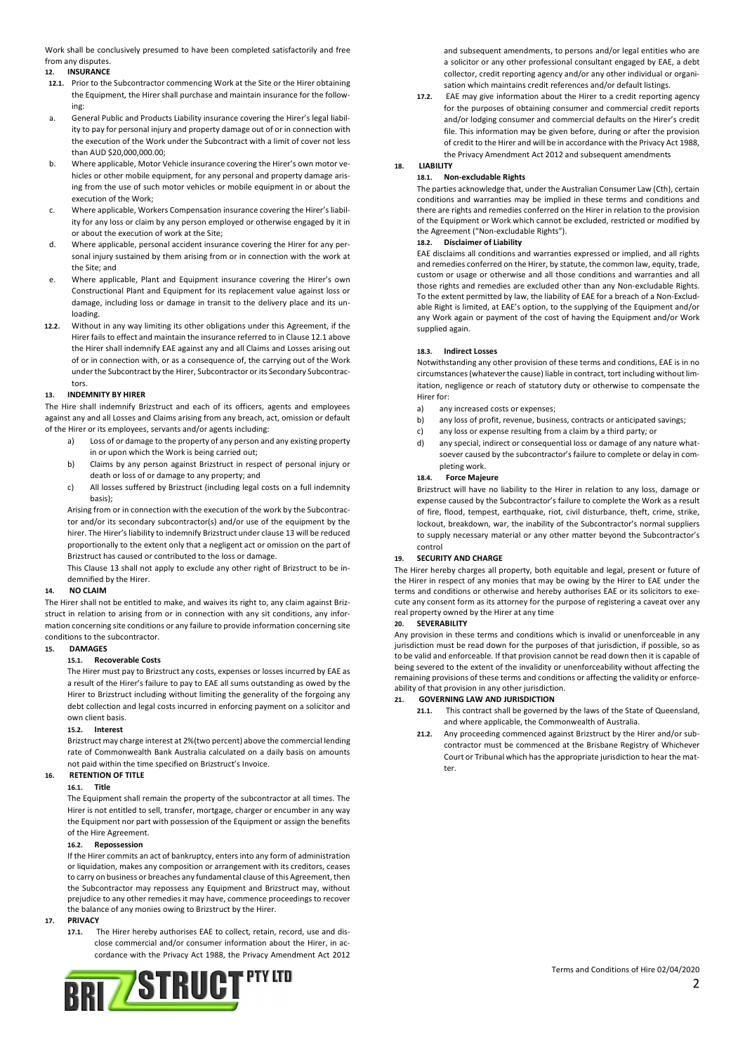Work shall be conclusively presumed to have been completed satisfactorily and free from any disputes.

**12. INSURANCE**

**12.1.** Prior to the Subcontractor commencing Work at the Site or the Hirer obtaining the Equipment, the Hirer shall purchase and maintain insurance for the following:

a. General Public and Products Liability insurance covering the Hirer's legal liability to pay for personal injury and property damage out of or in connection with the execution of the Work under the Subcontract with a limit of cover not less than AUD $20,000,000.00;

b. Where applicable, Motor Vehicle insurance covering the Hirer's own motor vehicles or other mobile equipment, for any personal and property damage arising from the use of such motor vehicles or mobile equipment in or about the execution of the Work;

c. Where applicable, Workers Compensation insurance covering the Hirer's liability for any loss or claim by any person employed or otherwise engaged by it in or about the execution of work at the Site;

d. Where applicable, personal accident insurance covering the Hirer for any personal injury sustained by them arising from or in connection with the work at the Site; and

e. Where applicable, Plant and Equipment insurance covering the Hirer's own Constructional Plant and Equipment for its replacement value against loss or damage, including loss or damage in transit to the delivery place and its unloading.

**12.2.** Without in any way limiting its other obligations under this Agreement, if the Hirer fails to effect and maintain the insurance referred to in Clause 12.1 above the Hirer shall indemnify EAE against any and all Claims and Losses arising out of or in connection with, or as a consequence of, the carrying out of the Work under the Subcontract by the Hirer, Subcontractor or its Secondary Subcontractors.

**13. INDEMNITY BY HIRER**

The Hire shall indemnify Brizstruct and each of its officers, agents and employees against any and all Losses and Claims arising from any breach, act, omission or default of the Hirer or its employees, servants and/or agents including:

a) Loss of or damage to the property of any person and any existing property in or upon which the Work is being carried out;

b) Claims by any person against Brizstruct in respect of personal injury or death or loss of or damage to any property; and

c) All losses suffered by Brizstruct (including legal costs on a full indemnity basis);

Arising from or in connection with the execution of the work by the Subcontractor and/or its secondary subcontractor(s) and/or use of the equipment by the hirer. The Hirer's liability to indemnify Brizstruct under clause 13 will be reduced proportionally to the extent only that a negligent act or omission on the part of Brizstruct has caused or contributed to the loss or damage.

This Clause 13 shall not apply to exclude any other right of Brizstruct to be indemnified by the Hirer.

**14. NO CLAIM**

The Hirer shall not be entitled to make, and waives its right to, any claim against Brizstruct in relation to arising from or in connection with any sit conditions, any information concerning site conditions or any failure to provide information concerning site conditions to the subcontractor.

**15. DAMAGES**

**15.1. Recoverable Costs**

The Hirer must pay to Brizstruct any costs, expenses or losses incurred by EAE as a result of the Hirer's failure to pay to EAE all sums outstanding as owed by the Hirer to Brizstruct including without limiting the generality of the forgoing any debt collection and legal costs incurred in enforcing payment on a solicitor and own client basis.

**15.2. Interest**

Brizstruct may charge interest at 2%(two percent) above the commercial lending rate of Commonwealth Bank Australia calculated on a daily basis on amounts not paid within the time specified on Brizstruct's Invoice.

**16. RETENTION OF TITLE**

**16.1. Title**

The Equipment shall remain the property of the subcontractor at all times. The Hirer is not entitled to sell, transfer, mortgage, charger or encumber in any way the Equipment nor part with possession of the Equipment or assign the benefits of the Hire Agreement.

**16.2. Repossession**

If the Hirer commits an act of bankruptcy, enters into any form of administration or liquidation, makes any composition or arrangement with its creditors, ceases to carry on business or breaches any fundamental clause of this Agreement, then the Subcontractor may repossess any Equipment and Brizstruct may, without prejudice to any other remedies it may have, commence proceedings to recover the balance of any monies owing to Brizstruct by the Hirer.

**17. PRIVACY**

**17.1.** The Hirer hereby authorises EAE to collect, retain, record, use and disclose commercial and/or consumer information about the Hirer, in accordance with the Privacy Act 1988, the Privacy Amendment Act 2012 and subsequent amendments, to persons and/or legal entities who are a solicitor or any other professional consultant engaged by EAE, a debt collector, credit reporting agency and/or any other individual or organisation which maintains credit references and/or default listings.

**17.2.** EAE may give information about the Hirer to a credit reporting agency for the purposes of obtaining consumer and commercial credit reports and/or lodging consumer and commercial defaults on the Hirer's credit file. This information may be given before, during or after the provision of credit to the Hirer and will be in accordance with the Privacy Act 1988, the Privacy Amendment Act 2012 and subsequent amendments

**18. LIABILITY**

**18.1. Non-excludable Rights**

The parties acknowledge that, under the Australian Consumer Law (Cth), certain conditions and warranties may be implied in these terms and conditions and there are rights and remedies conferred on the Hirer in relation to the provision of the Equipment or Work which cannot be excluded, restricted or modified by the Agreement ("Non-excludable Rights").

**18.2. Disclaimer of Liability**

EAE disclaims all conditions and warranties expressed or implied, and all rights and remedies conferred on the Hirer, by statute, the common law, equity, trade, custom or usage or otherwise and all those conditions and warranties and all those rights and remedies are excluded other than any Non-excludable Rights. To the extent permitted by law, the liability of EAE for a breach of a Non-Excludable Right is limited, at EAE's option, to the supplying of the Equipment and/or any Work again or payment of the cost of having the Equipment and/or Work supplied again.

**18.3. Indirect Losses**

Notwithstanding any other provision of these terms and conditions, EAE is in no circumstances (whatever the cause) liable in contract, tort including without limitation, negligence or reach of statutory duty or otherwise to compensate the Hirer for:

a) any increased costs or expenses;

b) any loss of profit, revenue, business, contracts or anticipated savings;

c) any loss or expense resulting from a claim by a third party; or

d) any special, indirect or consequential loss or damage of any nature whatsoever caused by the subcontractor's failure to complete or delay in completing work.

**18.4. Force Majeure**

Brizstruct will have no liability to the Hirer in relation to any loss, damage or expense caused by the Subcontractor's failure to complete the Work as a result of fire, flood, tempest, earthquake, riot, civil disturbance, theft, crime, strike, lockout, breakdown, war, the inability of the Subcontractor's normal suppliers to supply necessary material or any other matter beyond the Subcontractor's control

**19. SECURITY AND CHARGE**

The Hirer hereby charges all property, both equitable and legal, present or future of the Hirer in respect of any monies that may be owing by the Hirer to EAE under the terms and conditions or otherwise and hereby authorises EAE or its solicitors to execute any consent form as its attorney for the purpose of registering a caveat over any real property owned by the Hirer at any time

**20. SEVERABILITY**

Any provision in these terms and conditions which is invalid or unenforceable in any jurisdiction must be read down for the purposes of that jurisdiction, if possible, so as to be valid and enforceable. If that provision cannot be read down then it is capable of being severed to the extent of the invalidity or unenforceability without affecting the remaining provisions of these terms and conditions or affecting the validity or enforceability of that provision in any other jurisdiction.

**21. GOVERNING LAW AND JURISDICTION**

**21.1.** This contract shall be governed by the laws of the State of Queensland, and where applicable, the Commonwealth of Australia.

**21.2.** Any proceeding commenced against Brizstruct by the Hirer and/or subcontractor must be commenced at the Brisbane Registry of Whichever Court or Tribunal which has the appropriate jurisdiction to hear the matter.

BRIZSTRUCT PTY LTD

Terms and Conditions of Hire 02/04/2020